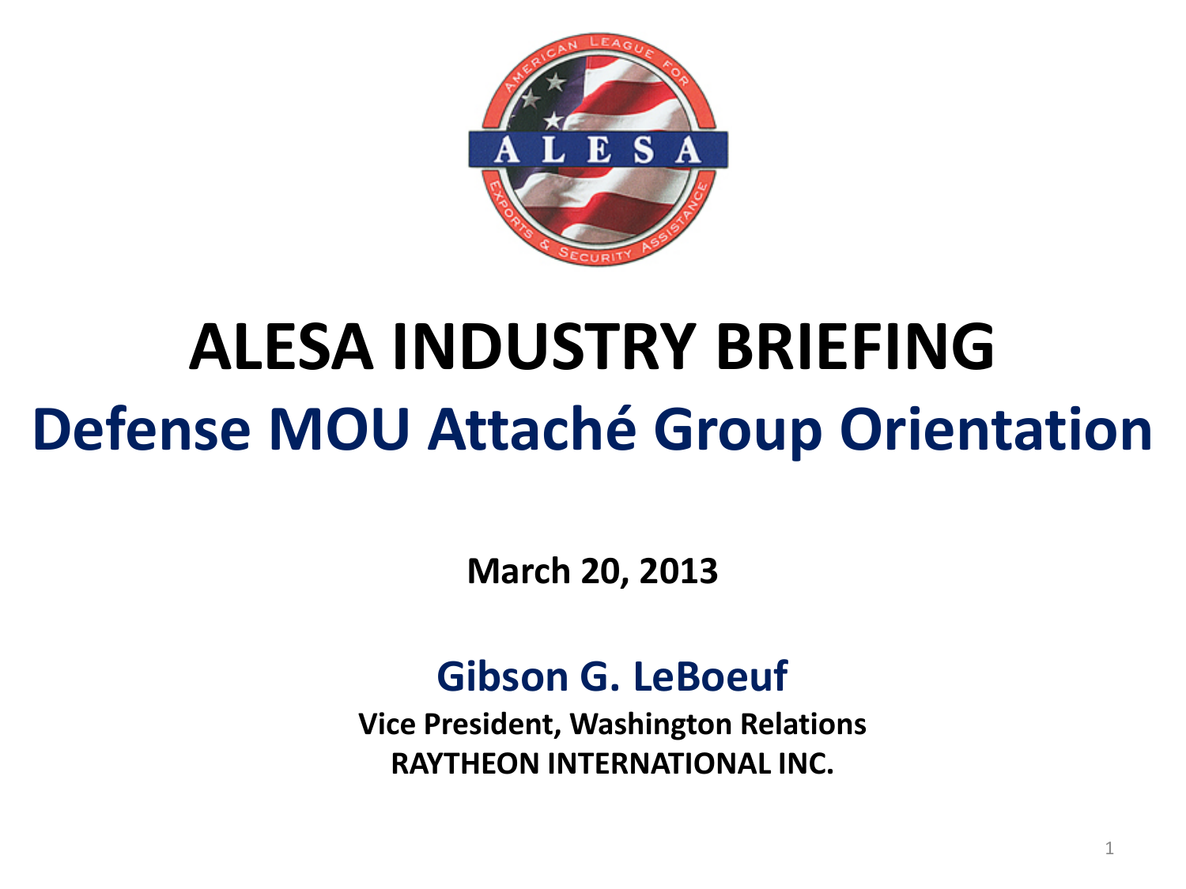# ALESA INDUSTRY BRIEFING

## Defense MOU Attaché Group Orientation

**March 20, 2013**

**Gibson G. LeBoeuf**

**Vice President, Washington Relations**

**RAYTHEON INTERNATIONAL INC.**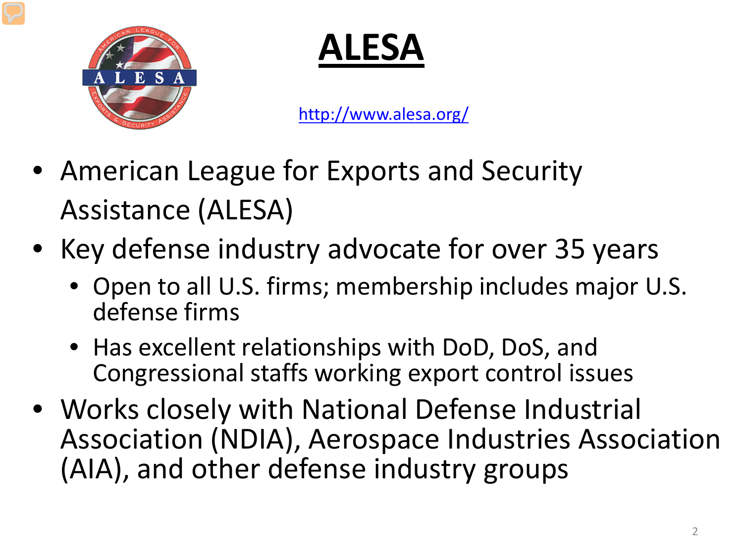# ALESA

http://www.alesa.org/

- American League for Exports and Security Assistance (ALESA)
- Key defense industry advocate for over 35 years
  - Open to all U.S. firms; membership includes major U.S. defense firms
  - Has excellent relationships with DoD, DoS, and Congressional staffs working export control issues
- Works closely with National Defense Industrial Association (NDIA), Aerospace Industries Association (AIA), and other defense industry groups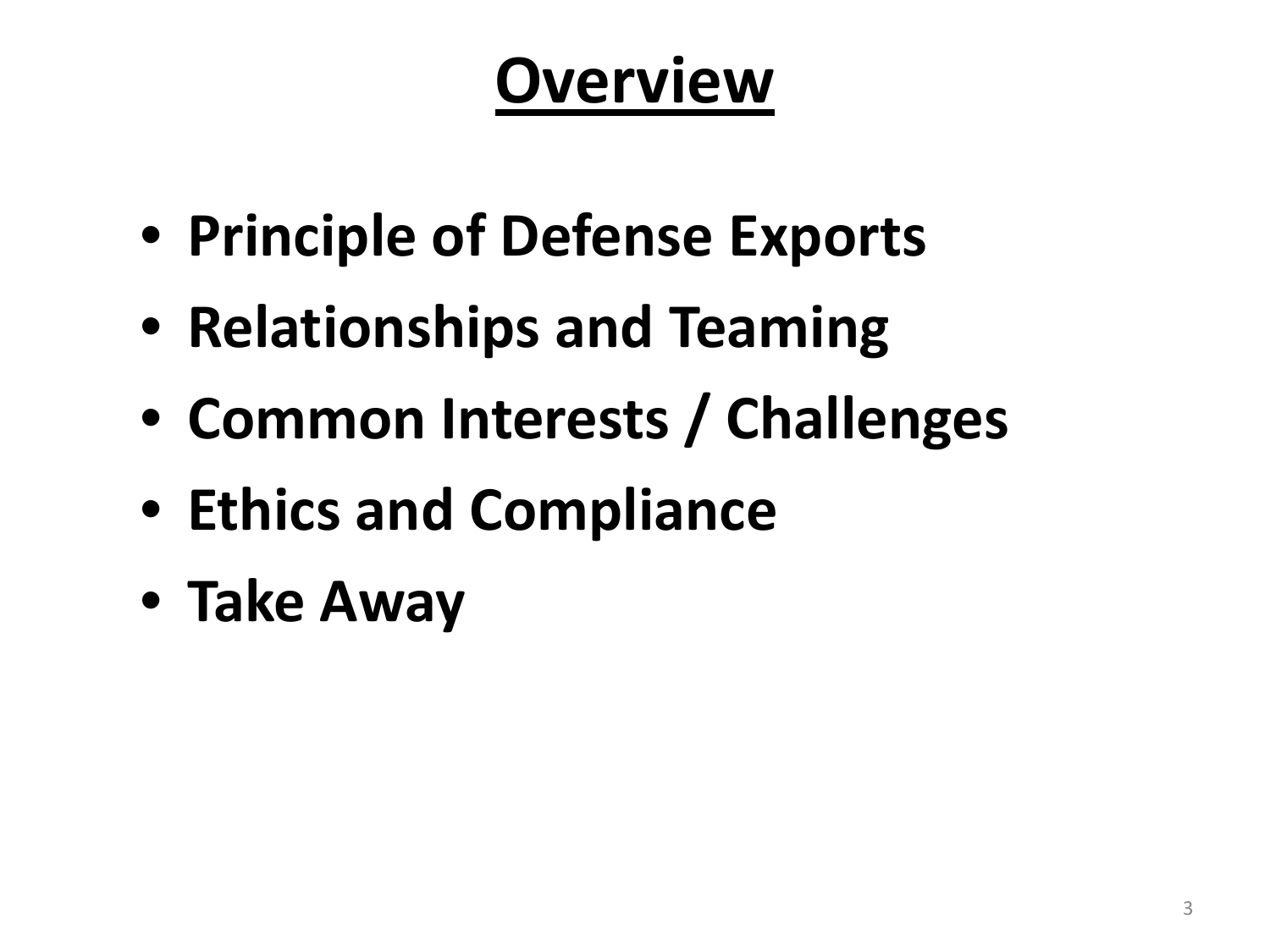# Overview

- **Principle of Defense Exports**
- **Relationships and Teaming**
- **Common Interests / Challenges**
- **Ethics and Compliance**
- **Take Away**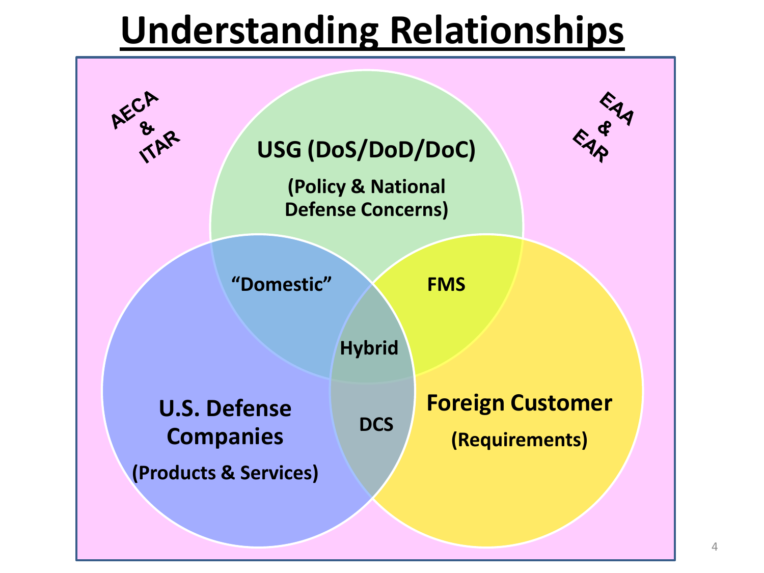# Understanding Relationships

AECA & ITAR

EAA & EAR

**USG (DoS/DoD/DoC)**

**(Policy & National Defense Concerns)**

**"Domestic"**

**FMS**

**Hybrid**

**U.S. Defense Companies**

**(Products & Services)**

**DCS**

**Foreign Customer**

**(Requirements)**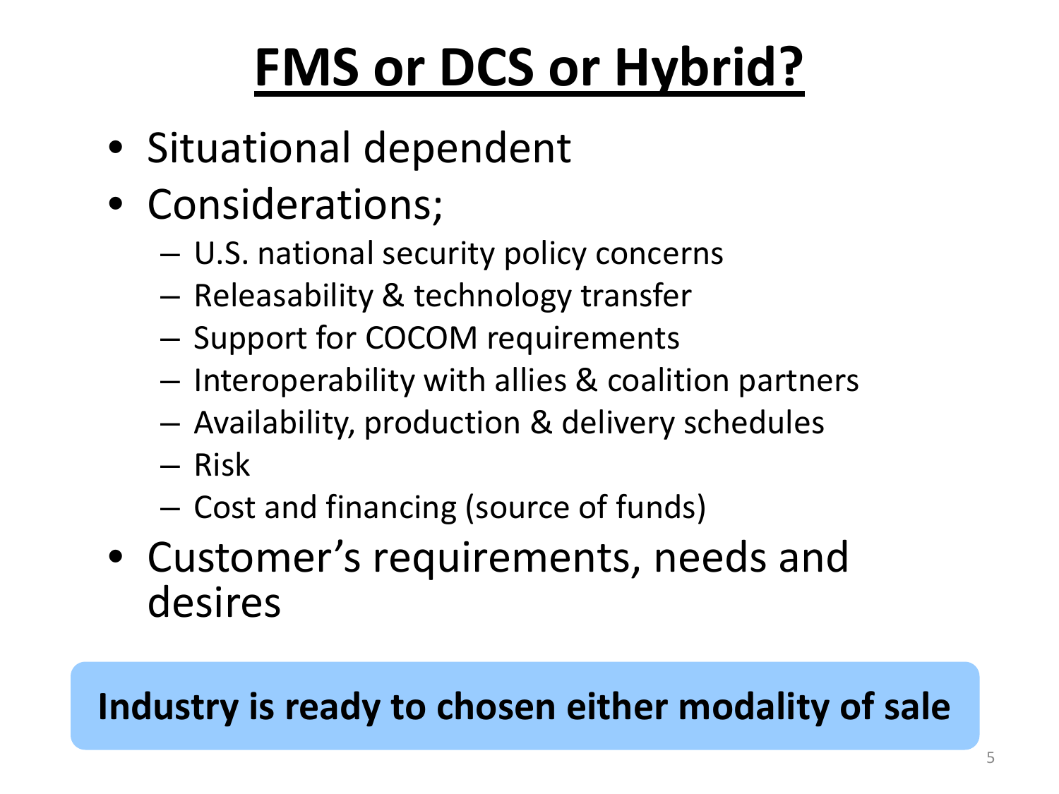# FMS or DCS or Hybrid?

- Situational dependent
- Considerations;
  - U.S. national security policy concerns
  - Releasability & technology transfer
  - Support for COCOM requirements
  - Interoperability with allies & coalition partners
  - Availability, production & delivery schedules
  - Risk
  - Cost and financing (source of funds)
- Customer's requirements, needs and desires

**Industry is ready to chosen either modality of sale**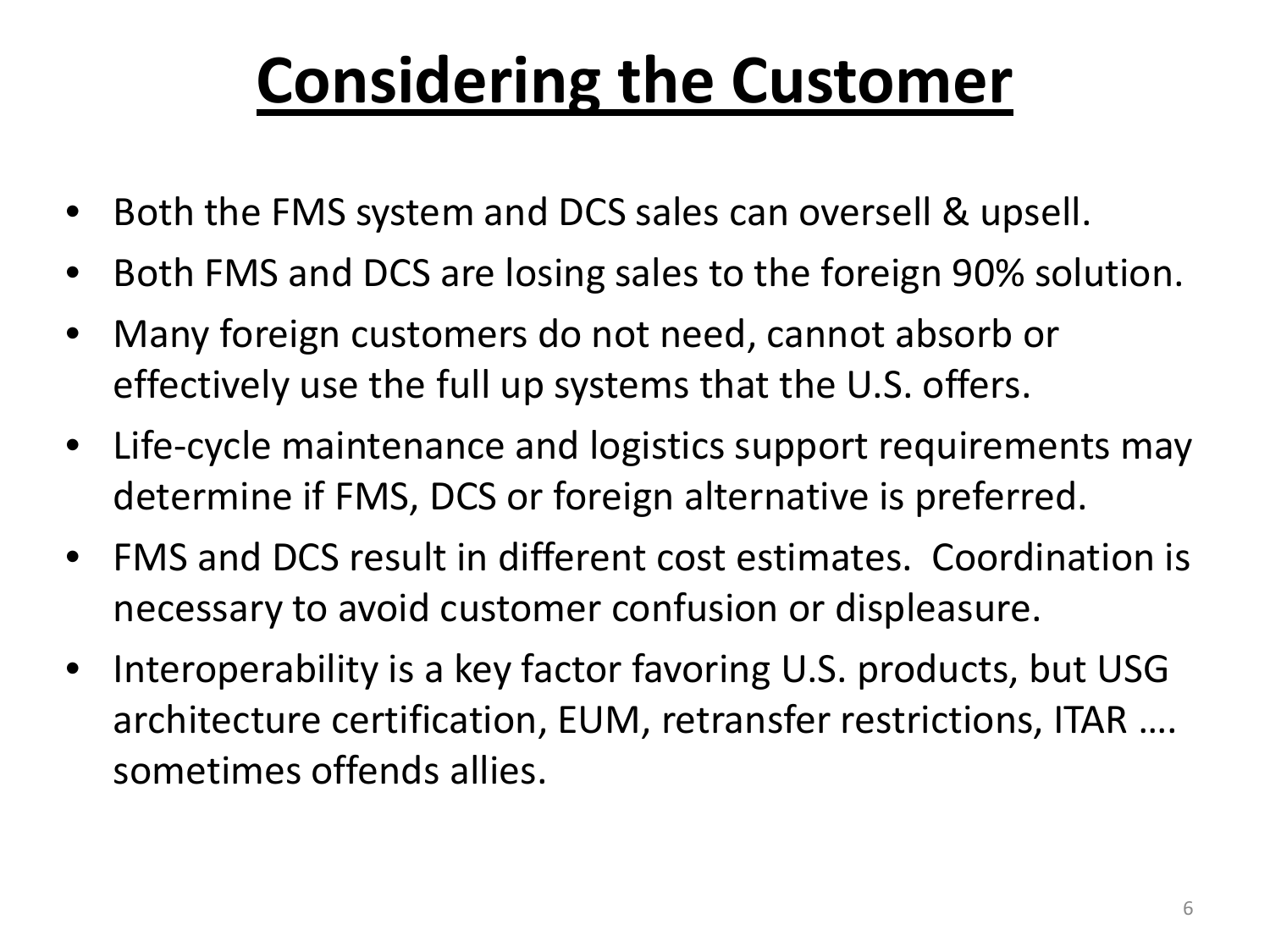# Considering the Customer

- Both the FMS system and DCS sales can oversell & upsell.
- Both FMS and DCS are losing sales to the foreign 90% solution.
- Many foreign customers do not need, cannot absorb or effectively use the full up systems that the U.S. offers.
- Life-cycle maintenance and logistics support requirements may determine if FMS, DCS or foreign alternative is preferred.
- FMS and DCS result in different cost estimates. Coordination is necessary to avoid customer confusion or displeasure.
- Interoperability is a key factor favoring U.S. products, but USG architecture certification, EUM, retransfer restrictions, ITAR …. sometimes offends allies.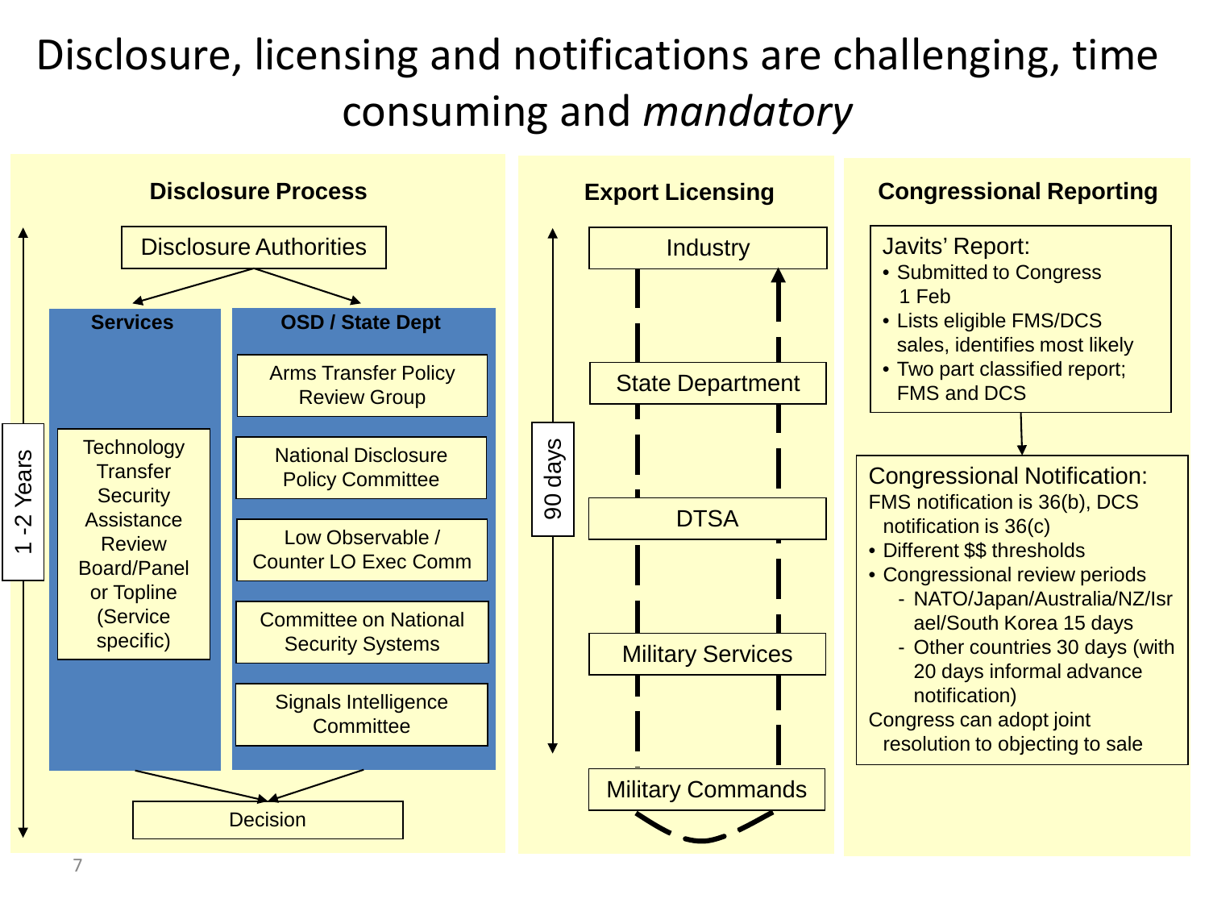# Disclosure, licensing and notifications are challenging, time consuming and *mandatory*

## Disclosure Process

1 -2 Years

Disclosure Authorities

**Services**

- Technology Transfer Security Assistance Review Board/Panel or Topline (Service specific)

**OSD / State Dept**

- Arms Transfer Policy Review Group
- National Disclosure Policy Committee
- Low Observable / Counter LO Exec Comm
- Committee on National Security Systems
- Signals Intelligence Committee

Decision

## Export Licensing

90 days

- Industry
- State Department
- DTSA
- Military Services
- Military Commands

## Congressional Reporting

Javits' Report:

- Submitted to Congress 1 Feb
- Lists eligible FMS/DCS sales, identifies most likely
- Two part classified report; FMS and DCS

Congressional Notification:

FMS notification is 36(b), DCS notification is 36(c)

- Different $$ thresholds
- Congressional review periods
  - NATO/Japan/Australia/NZ/Israel/South Korea 15 days
  - Other countries 30 days (with 20 days informal advance notification)

Congress can adopt joint resolution to objecting to sale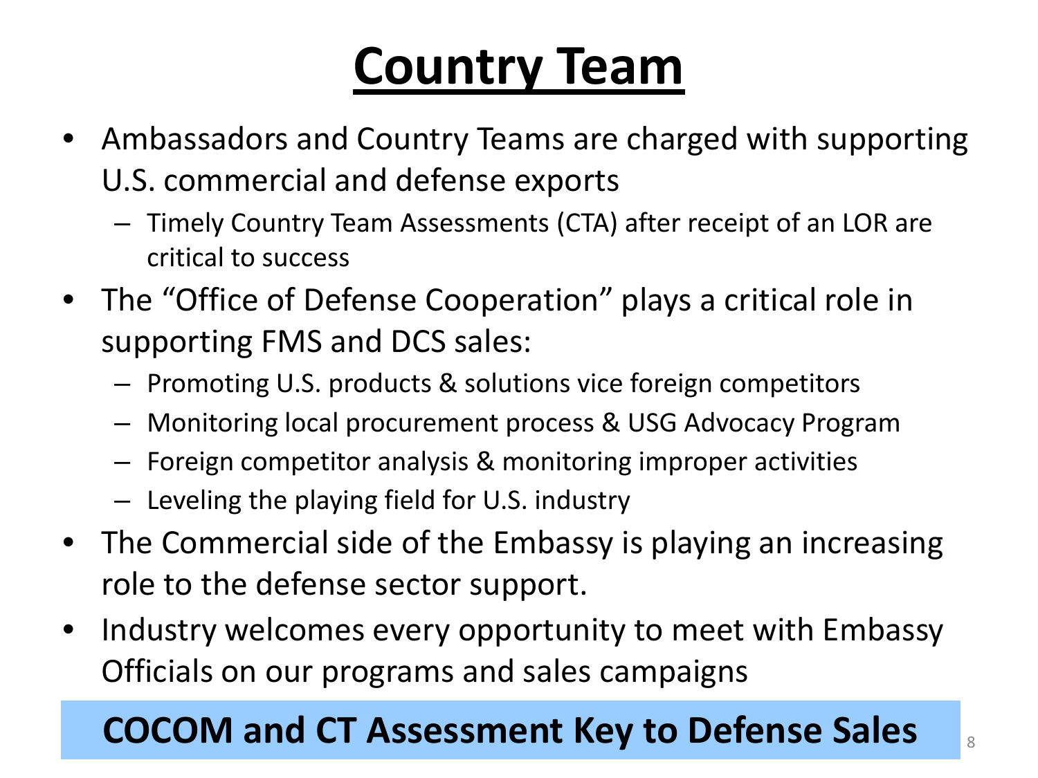# Country Team

- Ambassadors and Country Teams are charged with supporting U.S. commercial and defense exports
  - Timely Country Team Assessments (CTA) after receipt of an LOR are critical to success
- The "Office of Defense Cooperation" plays a critical role in supporting FMS and DCS sales:
  - Promoting U.S. products & solutions vice foreign competitors
  - Monitoring local procurement process & USG Advocacy Program
  - Foreign competitor analysis & monitoring improper activities
  - Leveling the playing field for U.S. industry
- The Commercial side of the Embassy is playing an increasing role to the defense sector support.
- Industry welcomes every opportunity to meet with Embassy Officials on our programs and sales campaigns

**COCOM and CT Assessment Key to Defense Sales**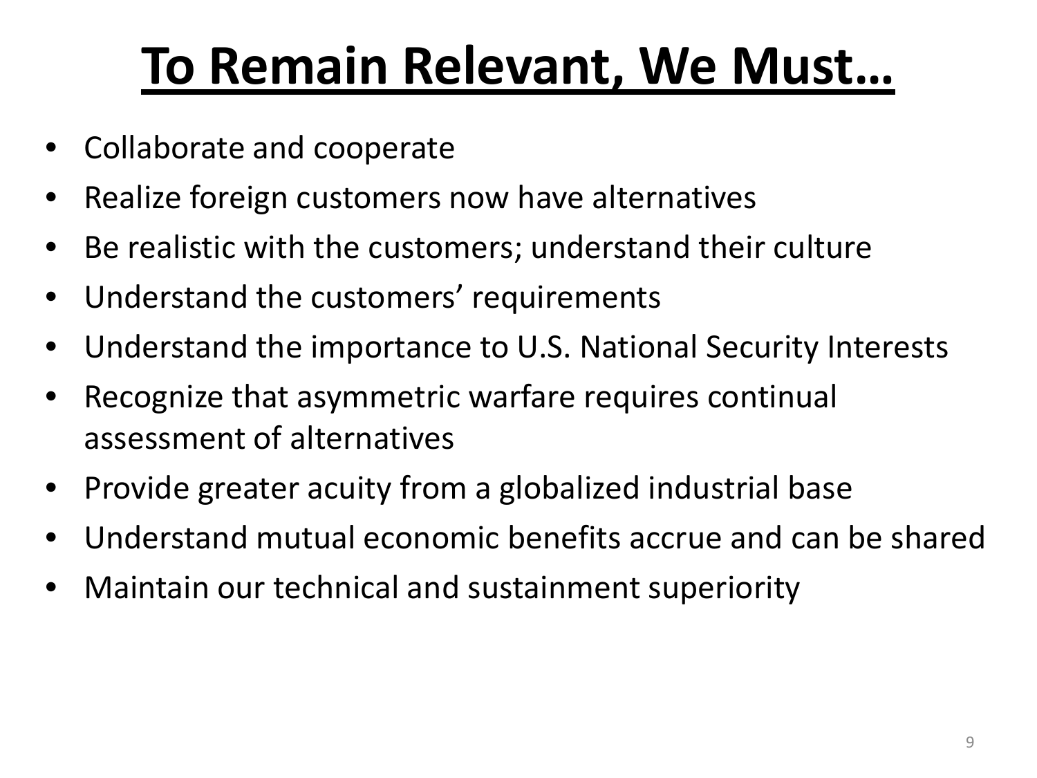# To Remain Relevant, We Must…

- Collaborate and cooperate
- Realize foreign customers now have alternatives
- Be realistic with the customers; understand their culture
- Understand the customers' requirements
- Understand the importance to U.S. National Security Interests
- Recognize that asymmetric warfare requires continual assessment of alternatives
- Provide greater acuity from a globalized industrial base
- Understand mutual economic benefits accrue and can be shared
- Maintain our technical and sustainment superiority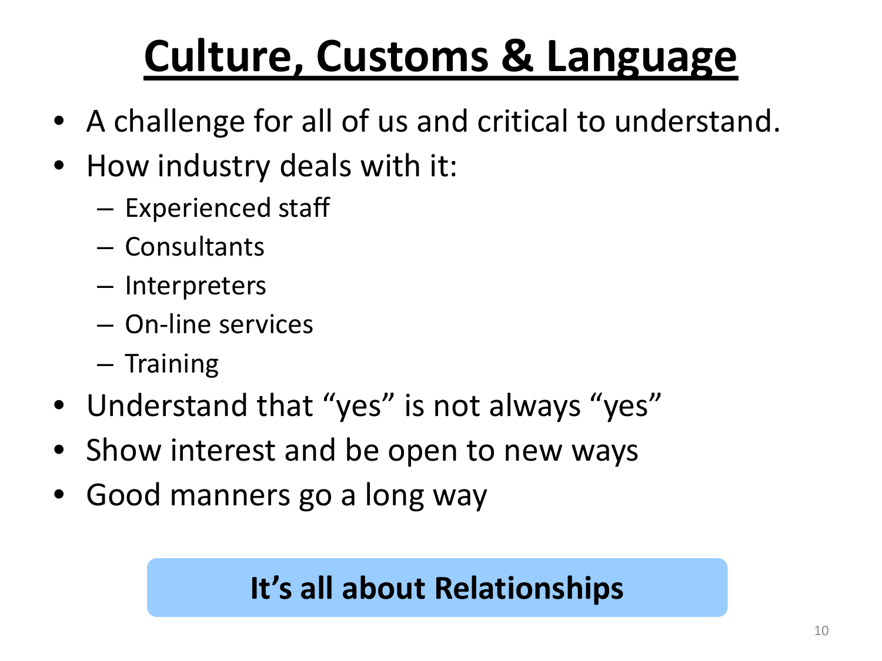# Culture, Customs & Language

- A challenge for all of us and critical to understand.
- How industry deals with it:
  - Experienced staff
  - Consultants
  - Interpreters
  - On-line services
  - Training
- Understand that “yes” is not always “yes”
- Show interest and be open to new ways
- Good manners go a long way

**It’s all about Relationships**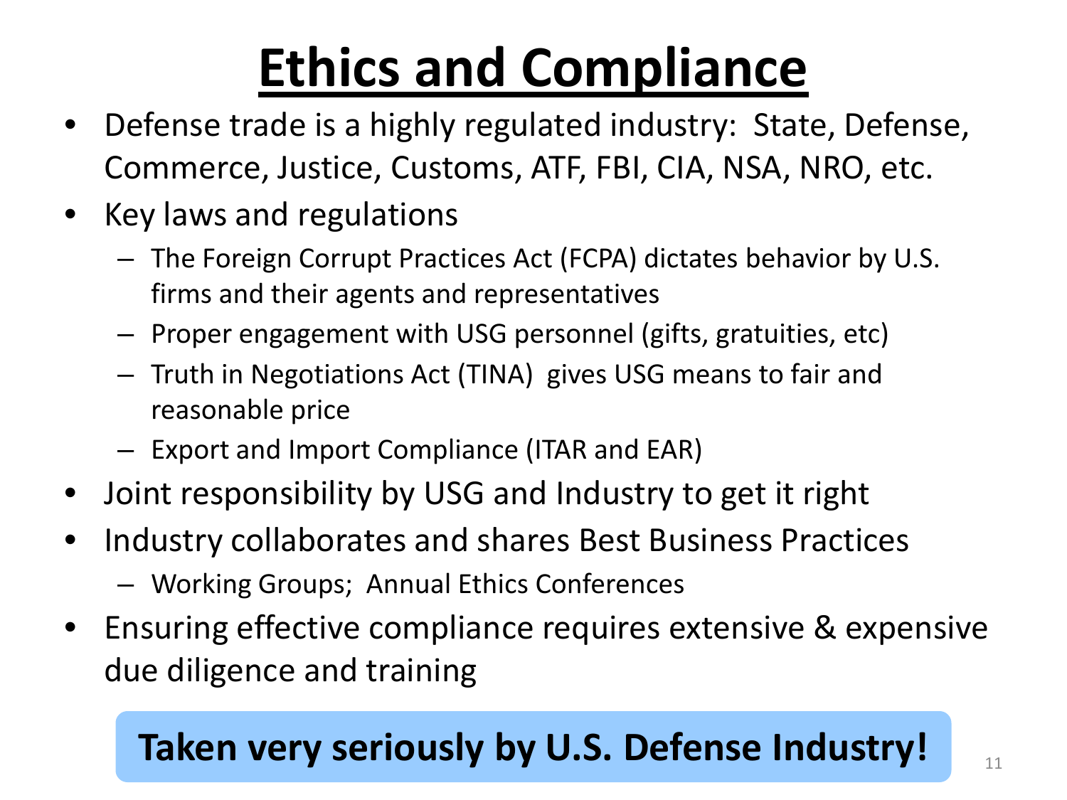# Ethics and Compliance

- Defense trade is a highly regulated industry: State, Defense, Commerce, Justice, Customs, ATF, FBI, CIA, NSA, NRO, etc.
- Key laws and regulations
  - The Foreign Corrupt Practices Act (FCPA) dictates behavior by U.S. firms and their agents and representatives
  - Proper engagement with USG personnel (gifts, gratuities, etc)
  - Truth in Negotiations Act (TINA) gives USG means to fair and reasonable price
  - Export and Import Compliance (ITAR and EAR)
- Joint responsibility by USG and Industry to get it right
- Industry collaborates and shares Best Business Practices
  - Working Groups; Annual Ethics Conferences
- Ensuring effective compliance requires extensive & expensive due diligence and training

**Taken very seriously by U.S. Defense Industry!**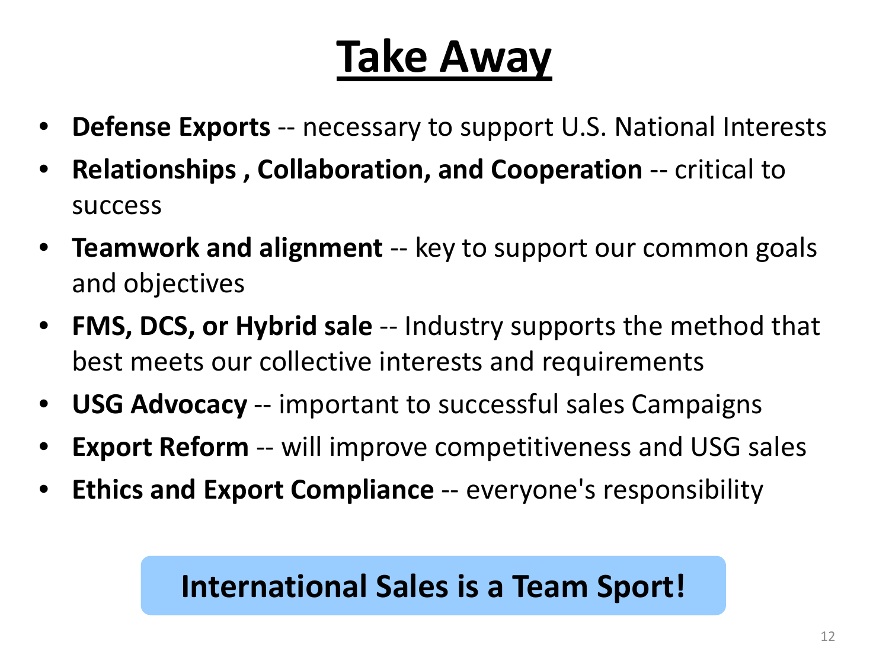# Take Away

- **Defense Exports** -- necessary to support U.S. National Interests
- **Relationships , Collaboration, and Cooperation** -- critical to success
- **Teamwork and alignment** -- key to support our common goals and objectives
- **FMS, DCS, or Hybrid sale** -- Industry supports the method that best meets our collective interests and requirements
- **USG Advocacy** -- important to successful sales Campaigns
- **Export Reform** -- will improve competitiveness and USG sales
- **Ethics and Export Compliance** -- everyone's responsibility

**International Sales is a Team Sport!**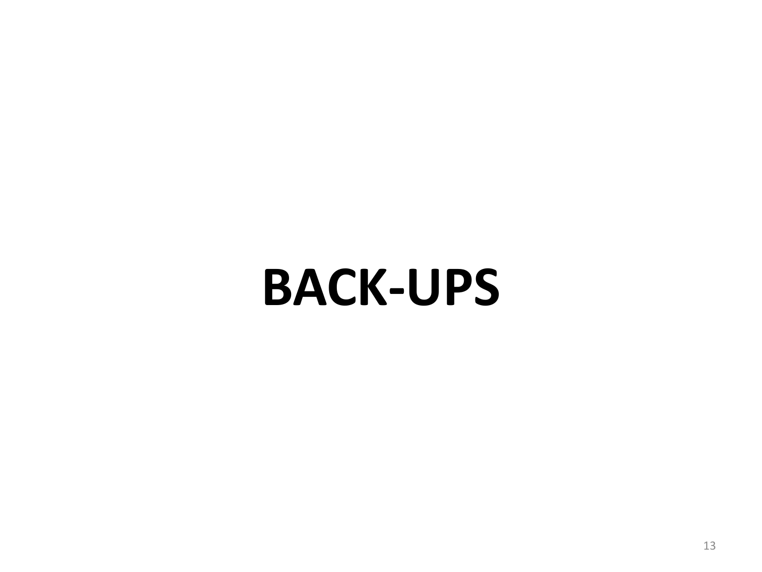# BACK-UPS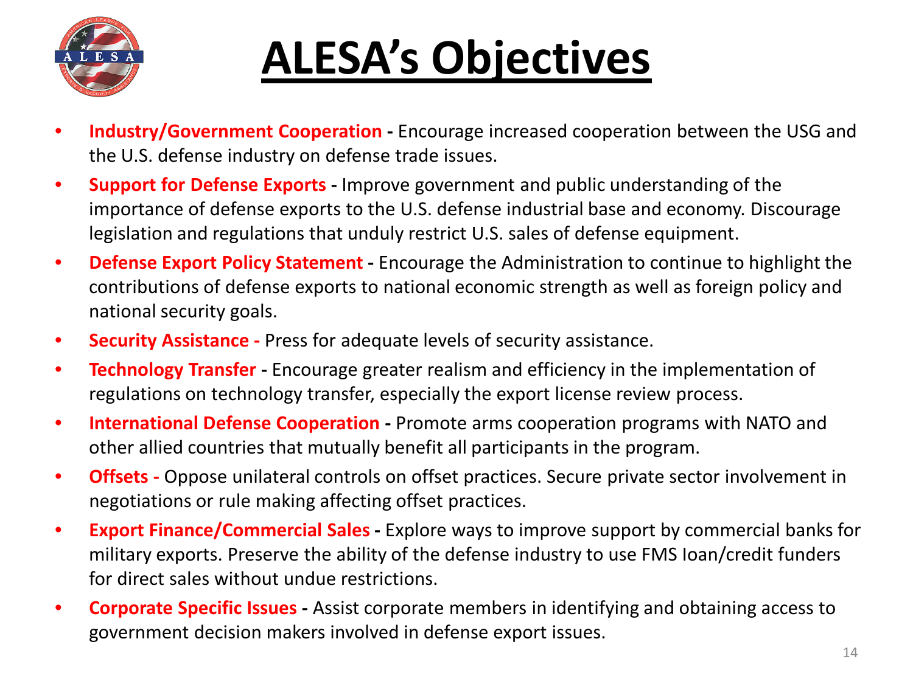# ALESA's Objectives

- **Industry/Government Cooperation -** Encourage increased cooperation between the USG and the U.S. defense industry on defense trade issues.
- **Support for Defense Exports -** Improve government and public understanding of the importance of defense exports to the U.S. defense industrial base and economy. Discourage legislation and regulations that unduly restrict U.S. sales of defense equipment.
- **Defense Export Policy Statement -** Encourage the Administration to continue to highlight the contributions of defense exports to national economic strength as well as foreign policy and national security goals.
- **Security Assistance -** Press for adequate levels of security assistance.
- **Technology Transfer -** Encourage greater realism and efficiency in the implementation of regulations on technology transfer, especially the export license review process.
- **International Defense Cooperation -** Promote arms cooperation programs with NATO and other allied countries that mutually benefit all participants in the program.
- **Offsets -** Oppose unilateral controls on offset practices. Secure private sector involvement in negotiations or rule making affecting offset practices.
- **Export Finance/Commercial Sales -** Explore ways to improve support by commercial banks for military exports. Preserve the ability of the defense industry to use FMS loan/credit funders for direct sales without undue restrictions.
- **Corporate Specific Issues -** Assist corporate members in identifying and obtaining access to government decision makers involved in defense export issues.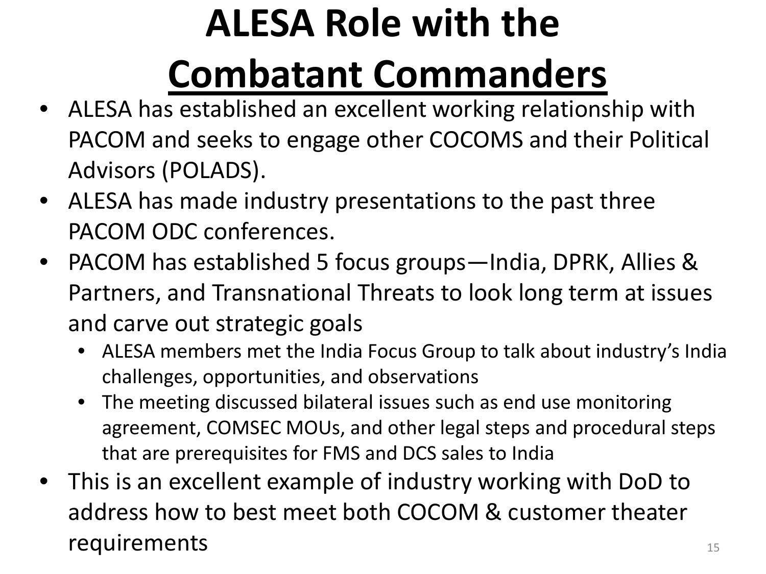# ALESA Role with the Combatant Commanders

- ALESA has established an excellent working relationship with PACOM and seeks to engage other COCOMS and their Political Advisors (POLADS).
- ALESA has made industry presentations to the past three PACOM ODC conferences.
- PACOM has established 5 focus groups—India, DPRK, Allies & Partners, and Transnational Threats to look long term at issues and carve out strategic goals
  - ALESA members met the India Focus Group to talk about industry's India challenges, opportunities, and observations
  - The meeting discussed bilateral issues such as end use monitoring agreement, COMSEC MOUs, and other legal steps and procedural steps that are prerequisites for FMS and DCS sales to India
- This is an excellent example of industry working with DoD to address how to best meet both COCOM & customer theater requirements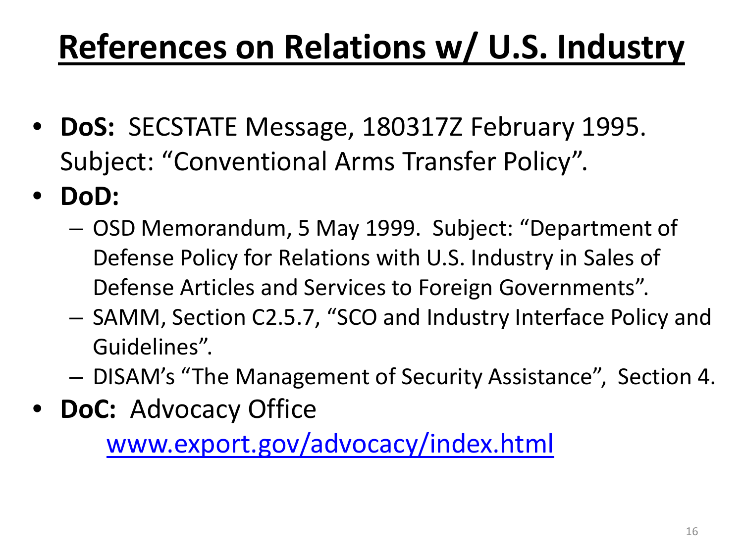# References on Relations w/ U.S. Industry

- **DoS:** SECSTATE Message, 180317Z February 1995. Subject: "Conventional Arms Transfer Policy".
- **DoD:**
  - OSD Memorandum, 5 May 1999. Subject: "Department of Defense Policy for Relations with U.S. Industry in Sales of Defense Articles and Services to Foreign Governments".
  - SAMM, Section C2.5.7, "SCO and Industry Interface Policy and Guidelines".
  - DISAM's "The Management of Security Assistance", Section 4.
- **DoC:** Advocacy Office

  www.export.gov/advocacy/index.html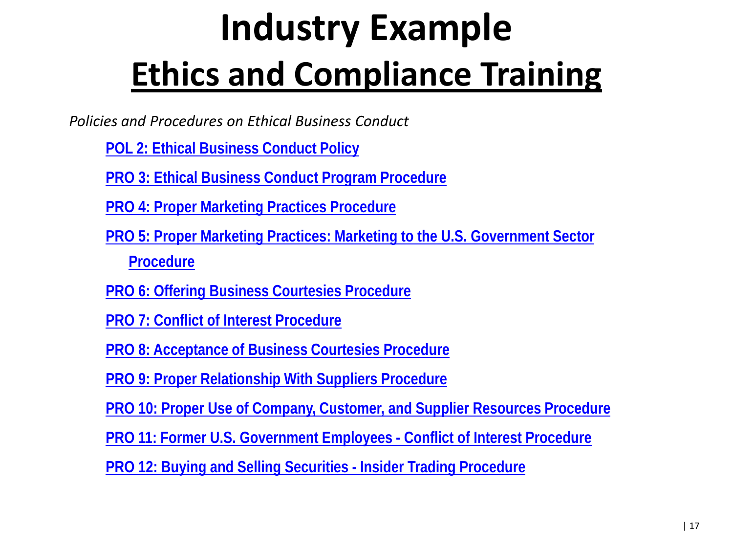# Industry Example

## Ethics and Compliance Training

*Policies and Procedures on Ethical Business Conduct*

- **POL 2: Ethical Business Conduct Policy**
- **PRO 3: Ethical Business Conduct Program Procedure**
- **PRO 4: Proper Marketing Practices Procedure**
- **PRO 5: Proper Marketing Practices: Marketing to the U.S. Government Sector Procedure**
- **PRO 6: Offering Business Courtesies Procedure**
- **PRO 7: Conflict of Interest Procedure**
- **PRO 8: Acceptance of Business Courtesies Procedure**
- **PRO 9: Proper Relationship With Suppliers Procedure**
- **PRO 10: Proper Use of Company, Customer, and Supplier Resources Procedure**
- **PRO 11: Former U.S. Government Employees - Conflict of Interest Procedure**
- **PRO 12: Buying and Selling Securities - Insider Trading Procedure**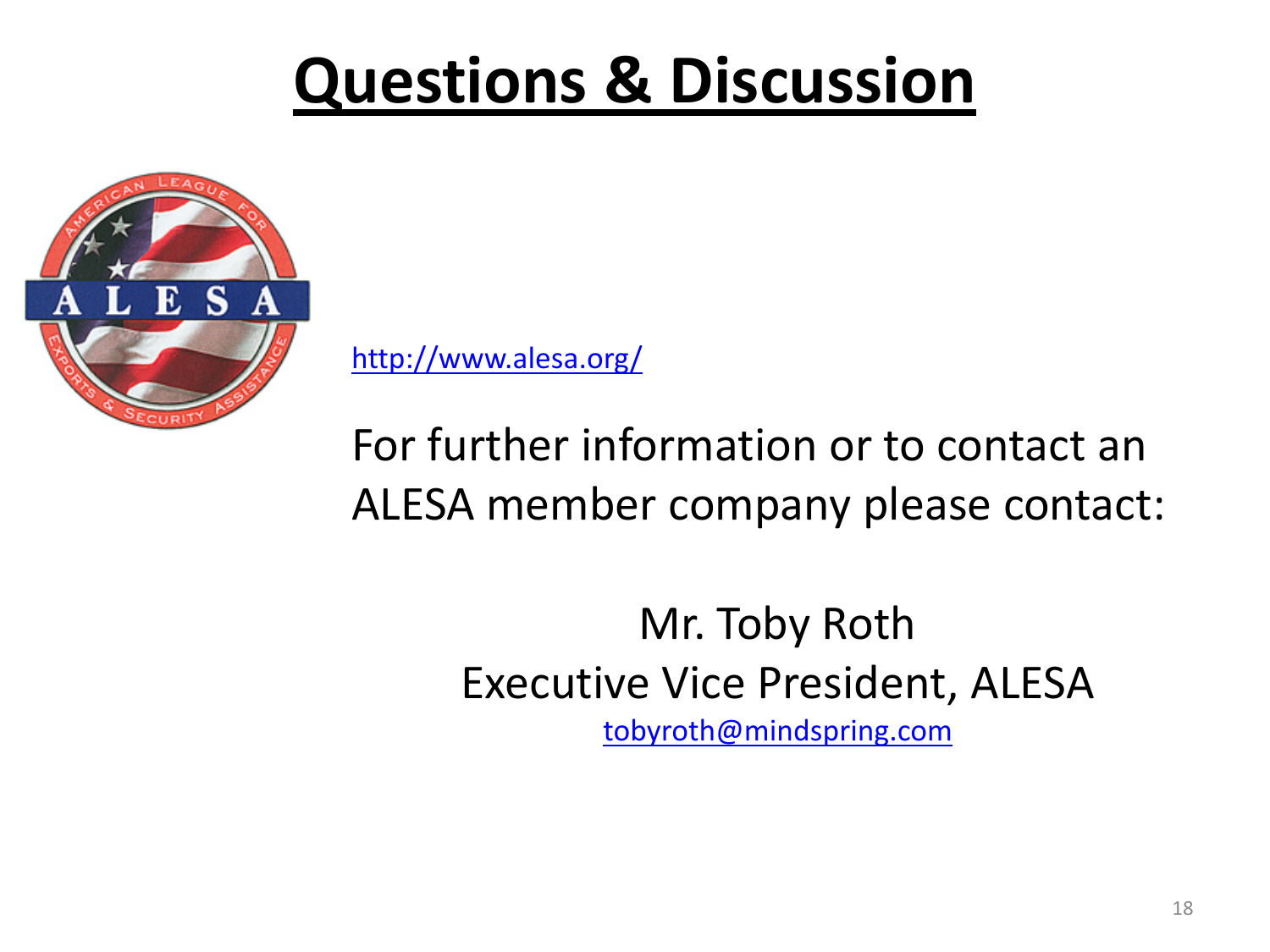# Questions & Discussion

http://www.alesa.org/

For further information or to contact an ALESA member company please contact:

Mr. Toby Roth
Executive Vice President, ALESA
tobyroth@mindspring.com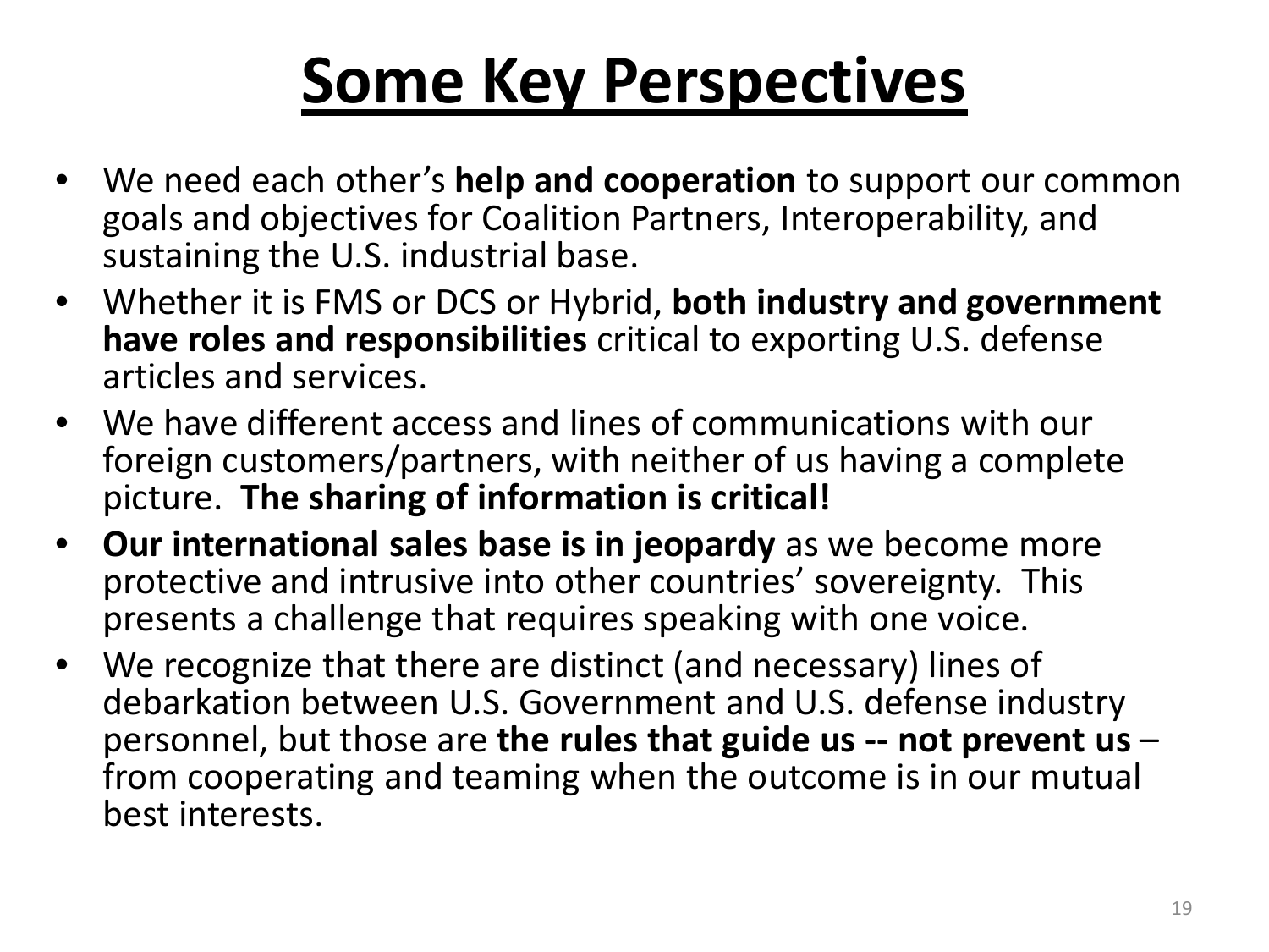# Some Key Perspectives

- We need each other's **help and cooperation** to support our common goals and objectives for Coalition Partners, Interoperability, and sustaining the U.S. industrial base.
- Whether it is FMS or DCS or Hybrid, **both industry and government have roles and responsibilities** critical to exporting U.S. defense articles and services.
- We have different access and lines of communications with our foreign customers/partners, with neither of us having a complete picture. **The sharing of information is critical!**
- **Our international sales base is in jeopardy** as we become more protective and intrusive into other countries' sovereignty. This presents a challenge that requires speaking with one voice.
- We recognize that there are distinct (and necessary) lines of debarkation between U.S. Government and U.S. defense industry personnel, but those are **the rules that guide us -- not prevent us** – from cooperating and teaming when the outcome is in our mutual best interests.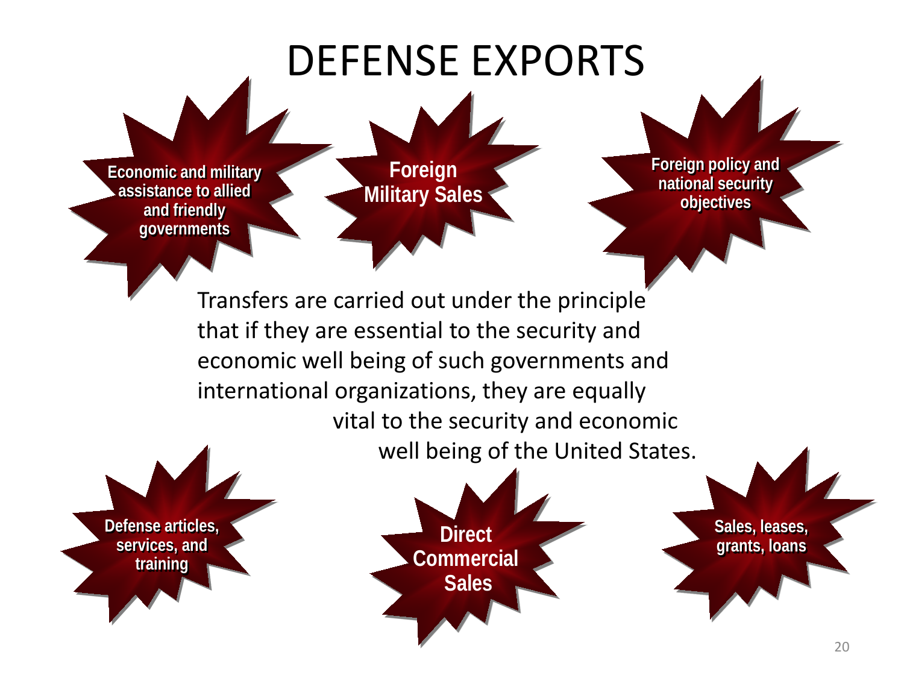# DEFENSE EXPORTS

**Economic and military assistance to allied and friendly governments**

**Foreign Military Sales**

**Foreign policy and national security objectives**

Transfers are carried out under the principle that if they are essential to the security and economic well being of such governments and international organizations, they are equally vital to the security and economic well being of the United States.

**Defense articles, services, and training**

**Direct Commercial Sales**

**Sales, leases, grants, loans**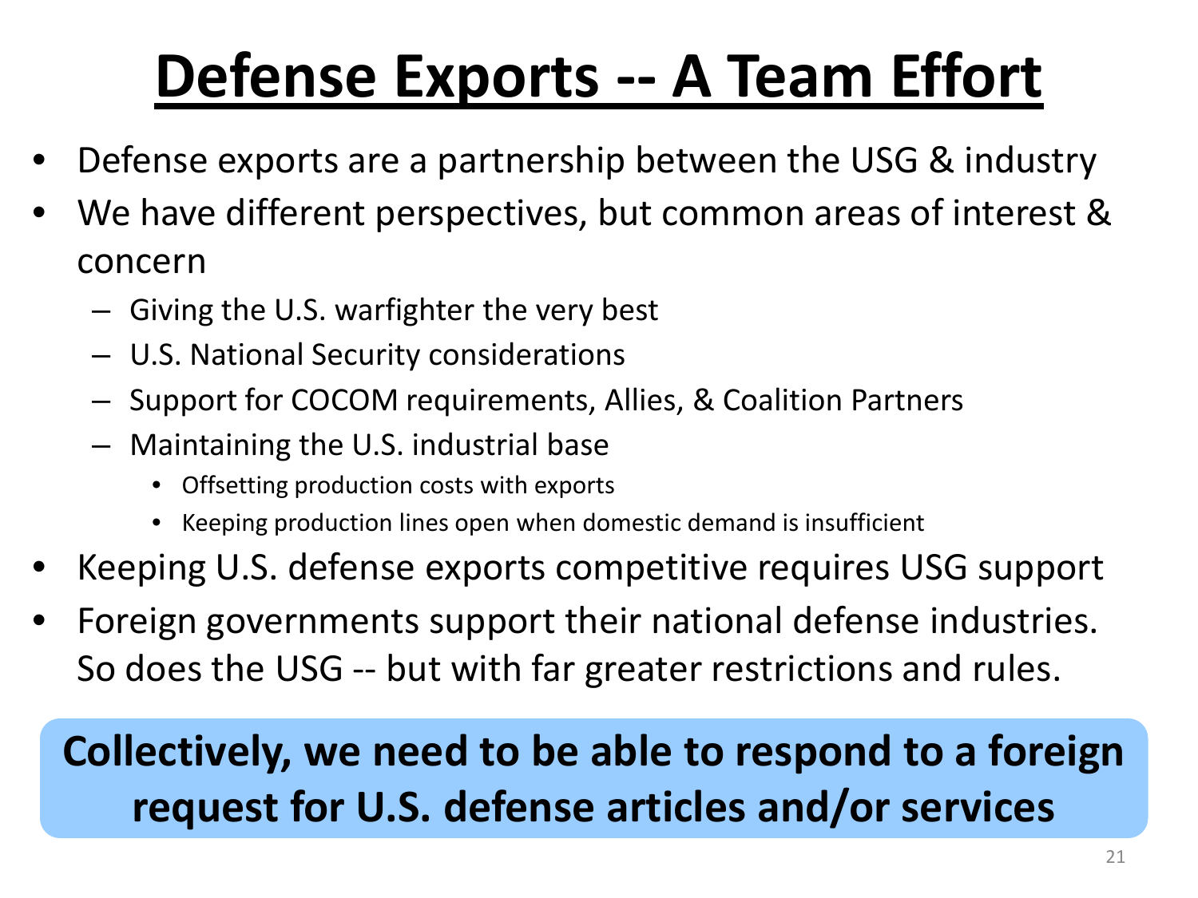# Defense Exports -- A Team Effort

- Defense exports are a partnership between the USG & industry
- We have different perspectives, but common areas of interest & concern
  - Giving the U.S. warfighter the very best
  - U.S. National Security considerations
  - Support for COCOM requirements, Allies, & Coalition Partners
  - Maintaining the U.S. industrial base
    - Offsetting production costs with exports
    - Keeping production lines open when domestic demand is insufficient
- Keeping U.S. defense exports competitive requires USG support
- Foreign governments support their national defense industries. So does the USG -- but with far greater restrictions and rules.

**Collectively, we need to be able to respond to a foreign request for U.S. defense articles and/or services**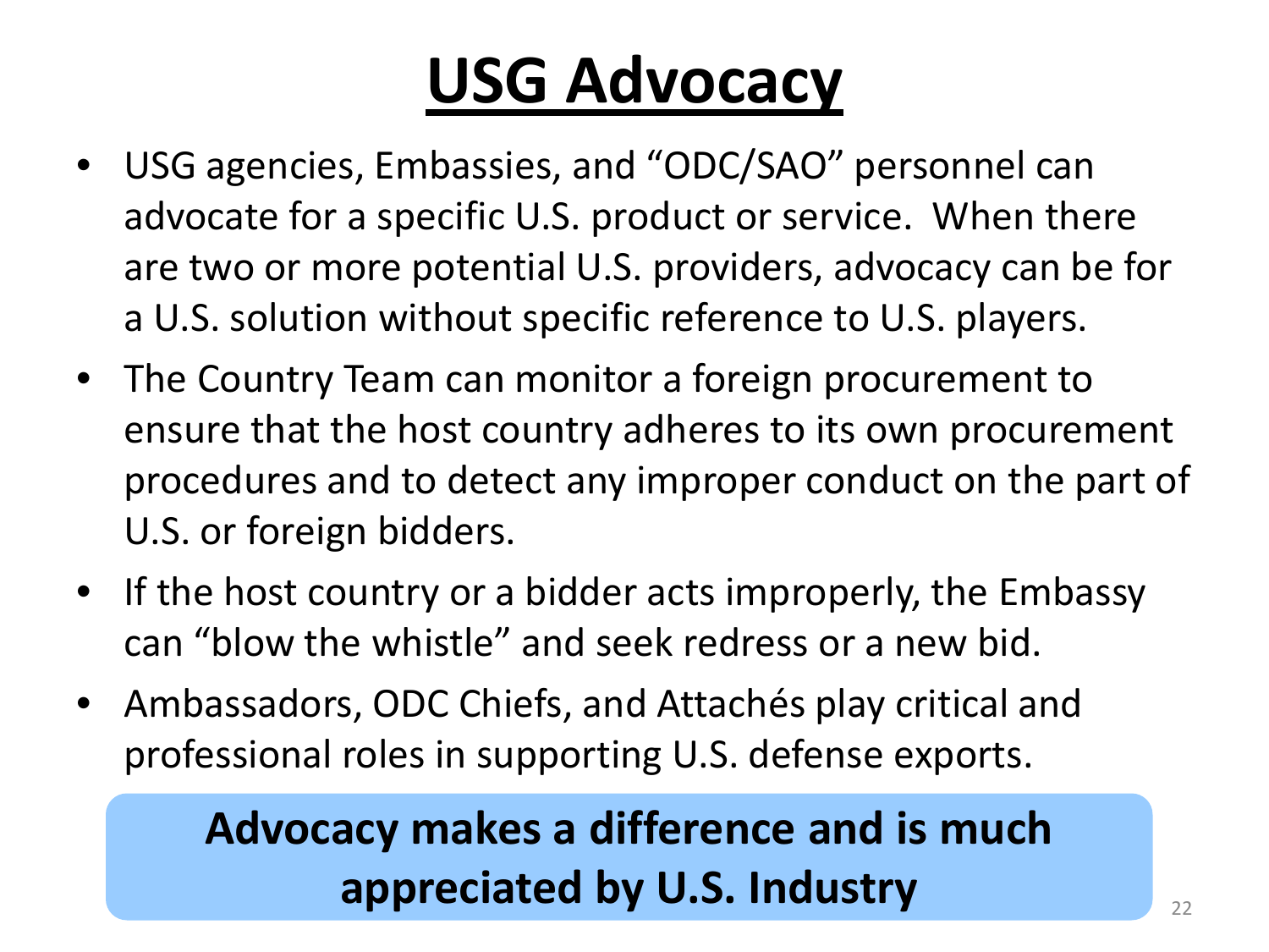# USG Advocacy

- USG agencies, Embassies, and "ODC/SAO" personnel can advocate for a specific U.S. product or service. When there are two or more potential U.S. providers, advocacy can be for a U.S. solution without specific reference to U.S. players.
- The Country Team can monitor a foreign procurement to ensure that the host country adheres to its own procurement procedures and to detect any improper conduct on the part of U.S. or foreign bidders.
- If the host country or a bidder acts improperly, the Embassy can "blow the whistle" and seek redress or a new bid.
- Ambassadors, ODC Chiefs, and Attachés play critical and professional roles in supporting U.S. defense exports.

**Advocacy makes a difference and is much appreciated by U.S. Industry**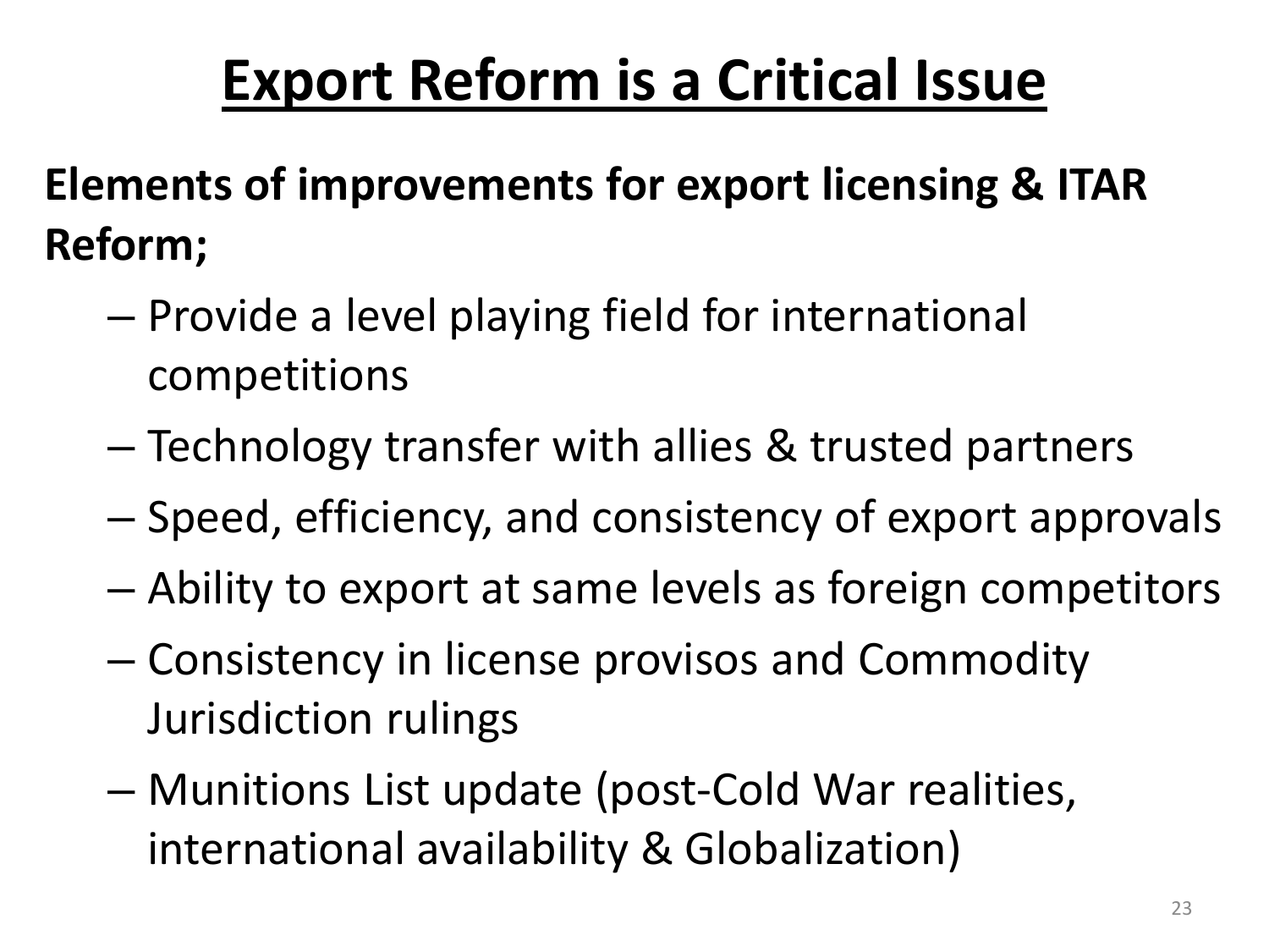# Export Reform is a Critical Issue

**Elements of improvements for export licensing & ITAR Reform;**

- Provide a level playing field for international competitions
- Technology transfer with allies & trusted partners
- Speed, efficiency, and consistency of export approvals
- Ability to export at same levels as foreign competitors
- Consistency in license provisos and Commodity Jurisdiction rulings
- Munitions List update (post-Cold War realities, international availability & Globalization)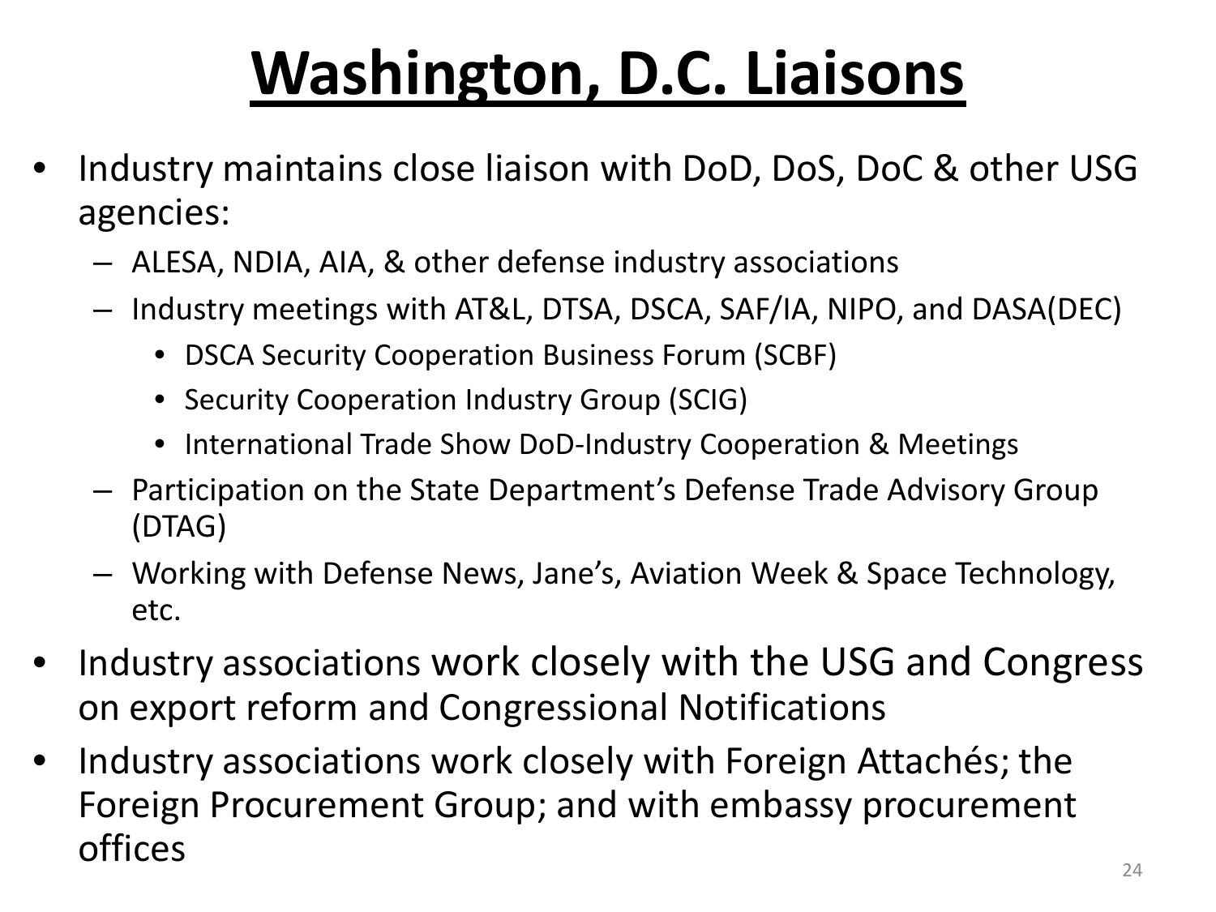# Washington, D.C. Liaisons

- Industry maintains close liaison with DoD, DoS, DoC & other USG agencies:
  - ALESA, NDIA, AIA, & other defense industry associations
  - Industry meetings with AT&L, DTSA, DSCA, SAF/IA, NIPO, and DASA(DEC)
    - DSCA Security Cooperation Business Forum (SCBF)
    - Security Cooperation Industry Group (SCIG)
    - International Trade Show DoD-Industry Cooperation & Meetings
  - Participation on the State Department's Defense Trade Advisory Group (DTAG)
  - Working with Defense News, Jane's, Aviation Week & Space Technology, etc.
- Industry associations work closely with the USG and Congress on export reform and Congressional Notifications
- Industry associations work closely with Foreign Attachés; the Foreign Procurement Group; and with embassy procurement offices